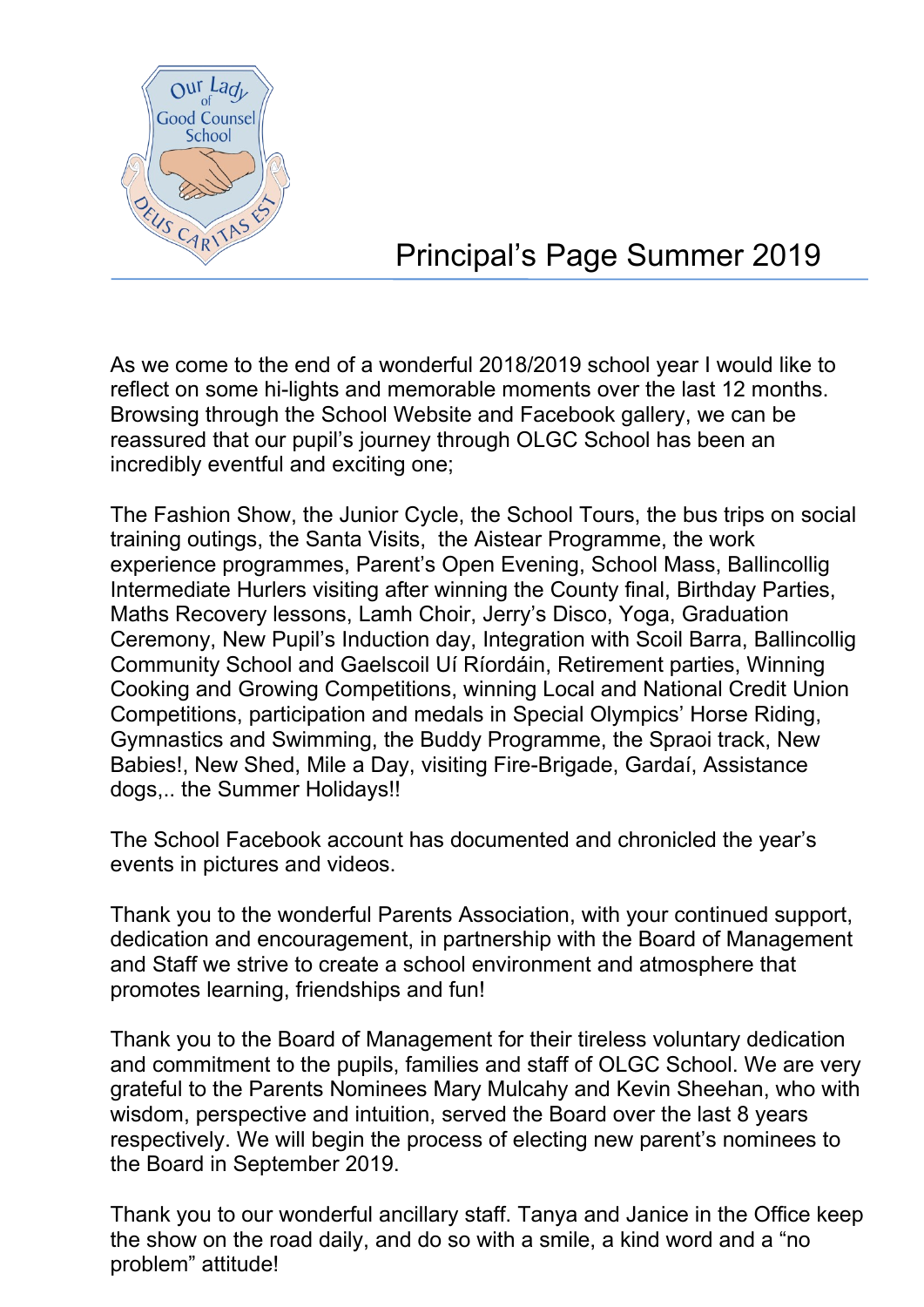# Principal's Page Summer 2019

As we come to the end of a wonderful 2018/2019 school year I would like to reflect on some hi-lights and memorable moments over the last 12 months. Browsing through the School Website and Facebook gallery, we can be reassured that our pupil's journey through OLGC School has been an incredibly eventful and exciting one;

The Fashion Show, the Junior Cycle, the School Tours, the bus trips on social training outings, the Santa Visits, the Aistear Programme, the work experience programmes, Parent's Open Evening, School Mass, Ballincollig Intermediate Hurlers visiting after winning the County final, Birthday Parties, Maths Recovery lessons, Lamh Choir, Jerry's Disco, Yoga, Graduation Ceremony, New Pupil's Induction day, Integration with Scoil Barra, Ballincollig Community School and Gaelscoil Uí Ríordáin, Retirement parties, Winning Cooking and Growing Competitions, winning Local and National Credit Union Competitions, participation and medals in Special Olympics' Horse Riding, Gymnastics and Swimming, the Buddy Programme, the Spraoi track, New Babies!, New Shed, Mile a Day, visiting Fire-Brigade, Gardaí, Assistance dogs,.. the Summer Holidays!!

The School Facebook account has documented and chronicled the year's events in pictures and videos.

Thank you to the wonderful Parents Association, with your continued support, dedication and encouragement, in partnership with the Board of Management and Staff we strive to create a school environment and atmosphere that promotes learning, friendships and fun!

Thank you to the Board of Management for their tireless voluntary dedication and commitment to the pupils, families and staff of OLGC School. We are very grateful to the Parents Nominees Mary Mulcahy and Kevin Sheehan, who with wisdom, perspective and intuition, served the Board over the last 8 years respectively. We will begin the process of electing new parent's nominees to the Board in September 2019.

Thank you to our wonderful ancillary staff. Tanya and Janice in the Office keep the show on the road daily, and do so with a smile, a kind word and a "no problem" attitude!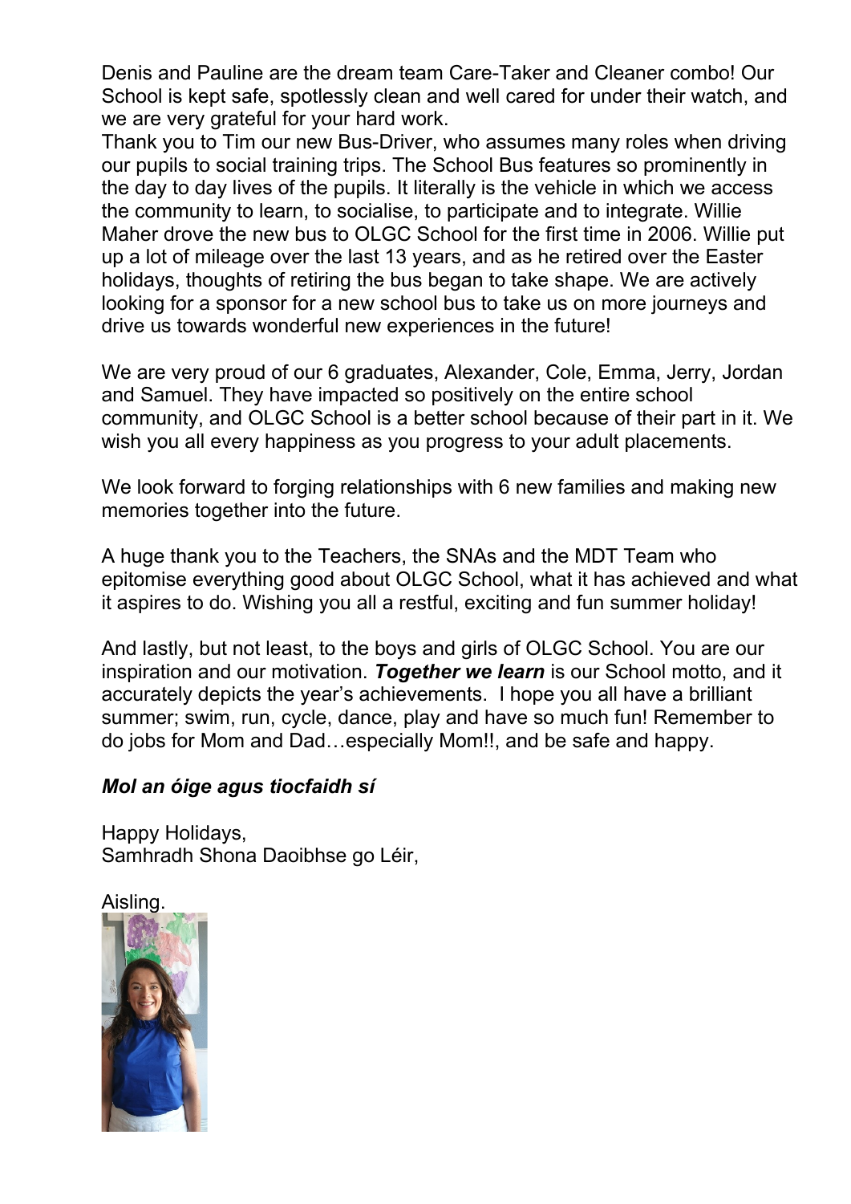Denis and Pauline are the dream team Care-Taker and Cleaner combo! Our School is kept safe, spotlessly clean and well cared for under their watch, and we are very grateful for your hard work.
Thank you to Tim our new Bus-Driver, who assumes many roles when driving our pupils to social training trips. The School Bus features so prominently in the day to day lives of the pupils. It literally is the vehicle in which we access the community to learn, to socialise, to participate and to integrate. Willie Maher drove the new bus to OLGC School for the first time in 2006. Willie put up a lot of mileage over the last 13 years, and as he retired over the Easter holidays, thoughts of retiring the bus began to take shape. We are actively looking for a sponsor for a new school bus to take us on more journeys and drive us towards wonderful new experiences in the future!

We are very proud of our 6 graduates, Alexander, Cole, Emma, Jerry, Jordan and Samuel. They have impacted so positively on the entire school community, and OLGC School is a better school because of their part in it. We wish you all every happiness as you progress to your adult placements.

We look forward to forging relationships with 6 new families and making new memories together into the future.

A huge thank you to the Teachers, the SNAs and the MDT Team who epitomise everything good about OLGC School, what it has achieved and what it aspires to do. Wishing you all a restful, exciting and fun summer holiday!

And lastly, but not least, to the boys and girls of OLGC School. You are our inspiration and our motivation. ***Together we learn*** is our School motto, and it accurately depicts the year's achievements. I hope you all have a brilliant summer; swim, run, cycle, dance, play and have so much fun! Remember to do jobs for Mom and Dad…especially Mom!!, and be safe and happy.

***Mol an óige agus tiocfaidh sí***

Happy Holidays,
Samhradh Shona Daoibhse go Léir,

Aisling.